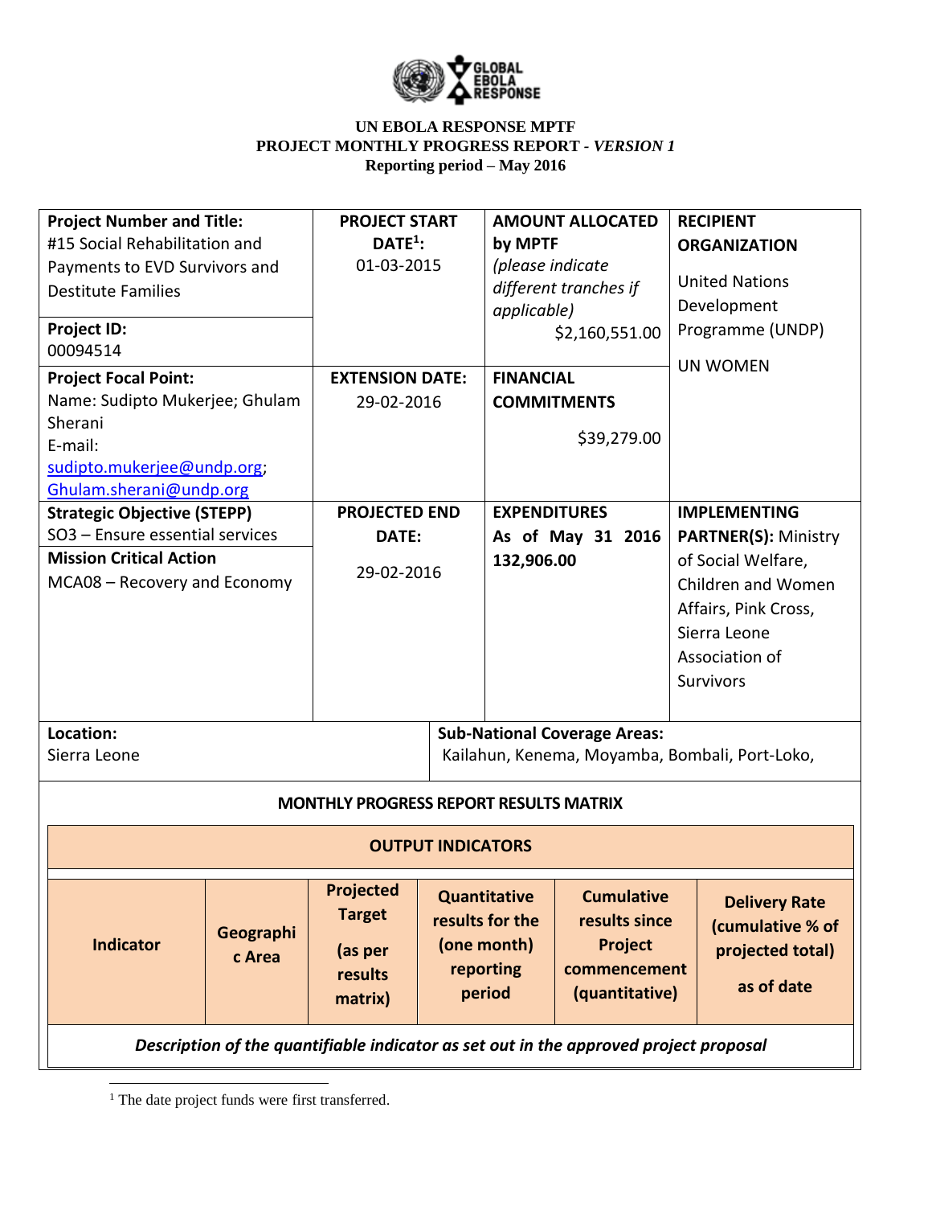**UN EBOLA RESPONSE MPTF**
**PROJECT MONTHLY PROGRESS REPORT - *VERSION 1***
**Reporting period – May 2016**

| **Project Number and Title:** #15 Social Rehabilitation and Payments to EVD Survivors and Destitute Families<br><br>**Project ID:** 00094514 | **PROJECT START DATE[1]:** 01-03-2015 | **AMOUNT ALLOCATED by MPTF** *(please indicate different tranches if applicable)* $2,160,551.00 | **RECIPIENT ORGANIZATION**<br><br>United Nations Development Programme (UNDP)<br><br>UN WOMEN |
|---|---|---|---|
| **Project Focal Point:** Name: Sudipto Mukerjee; Ghulam Sherani E-mail: sudipto.mukerjee@undp.org; Ghulam.sherani@undp.org | **EXTENSION DATE:** 29-02-2016 | **FINANCIAL COMMITMENTS** $39,279.00 | |
| **Strategic Objective (STEPP)** SO3 – Ensure essential services<br><br>**Mission Critical Action** MCA08 – Recovery and Economy | **PROJECTED END DATE:** 29-02-2016 | **EXPENDITURES As of May 31 2016 132,906.00** | **IMPLEMENTING PARTNER(S):** Ministry of Social Welfare, Children and Women Affairs, Pink Cross, Sierra Leone Association of Survivors |
| **Location:** Sierra Leone | **Sub-National Coverage Areas:** Kailahun, Kenema, Moyamba, Bombali, Port-Loko, | | |

**MONTHLY PROGRESS REPORT RESULTS MATRIX**

| **OUTPUT INDICATORS** | | | | | |
|---|---|---|---|---|---|
| **Indicator** | **Geographic Area** | **Projected Target (as per results matrix)** | **Quantitative results for the (one month) reporting period** | **Cumulative results since Project commencement (quantitative)** | **Delivery Rate (cumulative % of projected total) as of date** |
| ***Description of the quantifiable indicator as set out in the approved project proposal*** | | | | | |

[1] The date project funds were first transferred.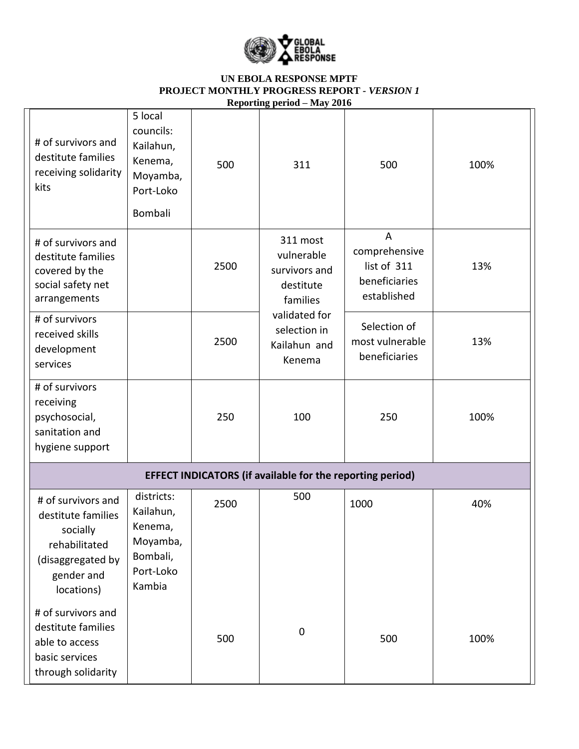**UN EBOLA RESPONSE MPTF**
**PROJECT MONTHLY PROGRESS REPORT - *VERSION 1***
**Reporting period – May 2016**

| | | | | | |
|---|---|---|---|---|---|
| # of survivors and destitute families receiving solidarity kits | 5 local councils: Kailahun, Kenema, Moyamba, Port-Loko Bombali | 500 | 311 | 500 | 100% |
| # of survivors and destitute families covered by the social safety net arrangements | | 2500 | 311 most vulnerable survivors and destitute families validated for selection in Kailahun and Kenema | A comprehensive list of 311 beneficiaries established | 13% |
| # of survivors received skills development services | | 2500 | | Selection of most vulnerable beneficiaries | 13% |
| # of survivors receiving psychosocial, sanitation and hygiene support | | 250 | 100 | 250 | 100% |
| **EFFECT INDICATORS (if available for the reporting period)** | | | | | |
| # of survivors and destitute families socially rehabilitated (disaggregated by gender and locations) | districts: Kailahun, Kenema, Moyamba, Bombali, Port-Loko Kambia | 2500 | 500 | 1000 | 40% |
| # of survivors and destitute families able to access basic services through solidarity | | 500 | 0 | 500 | 100% |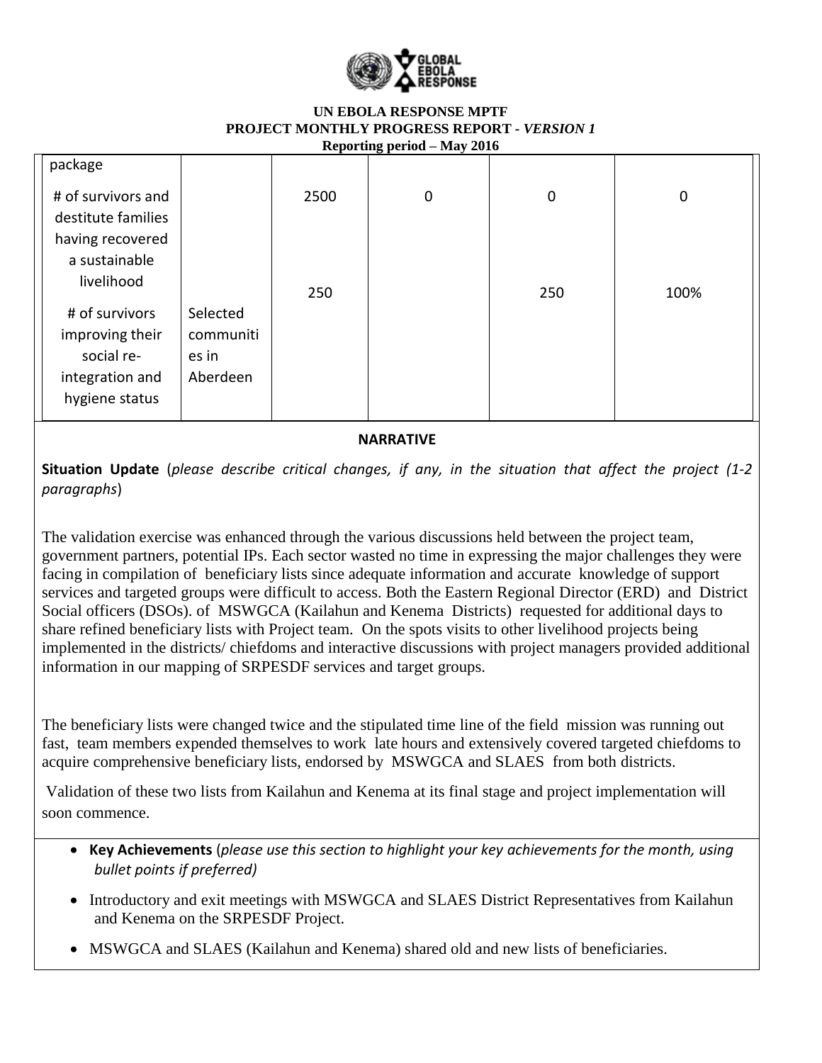**UN EBOLA RESPONSE MPTF**
**PROJECT MONTHLY PROGRESS REPORT - *VERSION 1***
**Reporting period – May 2016**

| | | | | | |
|---|---|---|---|---|---|
| package | | | | | |
| # of survivors and destitute families having recovered a sustainable livelihood | | 2500 | 0 | 0 | 0 |
| # of survivors improving their social re-integration and hygiene status | Selected communities in Aberdeen | 250 | | 250 | 100% |

**NARRATIVE**

**Situation Update** (*please describe critical changes, if any, in the situation that affect the project (1-2 paragraphs*)

The validation exercise was enhanced through the various discussions held between the project team, government partners, potential IPs. Each sector wasted no time in expressing the major challenges they were facing in compilation of beneficiary lists since adequate information and accurate knowledge of support services and targeted groups were difficult to access. Both the Eastern Regional Director (ERD) and District Social officers (DSOs). of MSWGCA (Kailahun and Kenema Districts) requested for additional days to share refined beneficiary lists with Project team. On the spots visits to other livelihood projects being implemented in the districts/ chiefdoms and interactive discussions with project managers provided additional information in our mapping of SRPESDF services and target groups.

The beneficiary lists were changed twice and the stipulated time line of the field mission was running out fast, team members expended themselves to work late hours and extensively covered targeted chiefdoms to acquire comprehensive beneficiary lists, endorsed by MSWGCA and SLAES from both districts.

Validation of these two lists from Kailahun and Kenema at its final stage and project implementation will soon commence.

- **Key Achievements** (*please use this section to highlight your key achievements for the month, using bullet points if preferred)*

- Introductory and exit meetings with MSWGCA and SLAES District Representatives from Kailahun and Kenema on the SRPESDF Project.
- MSWGCA and SLAES (Kailahun and Kenema) shared old and new lists of beneficiaries.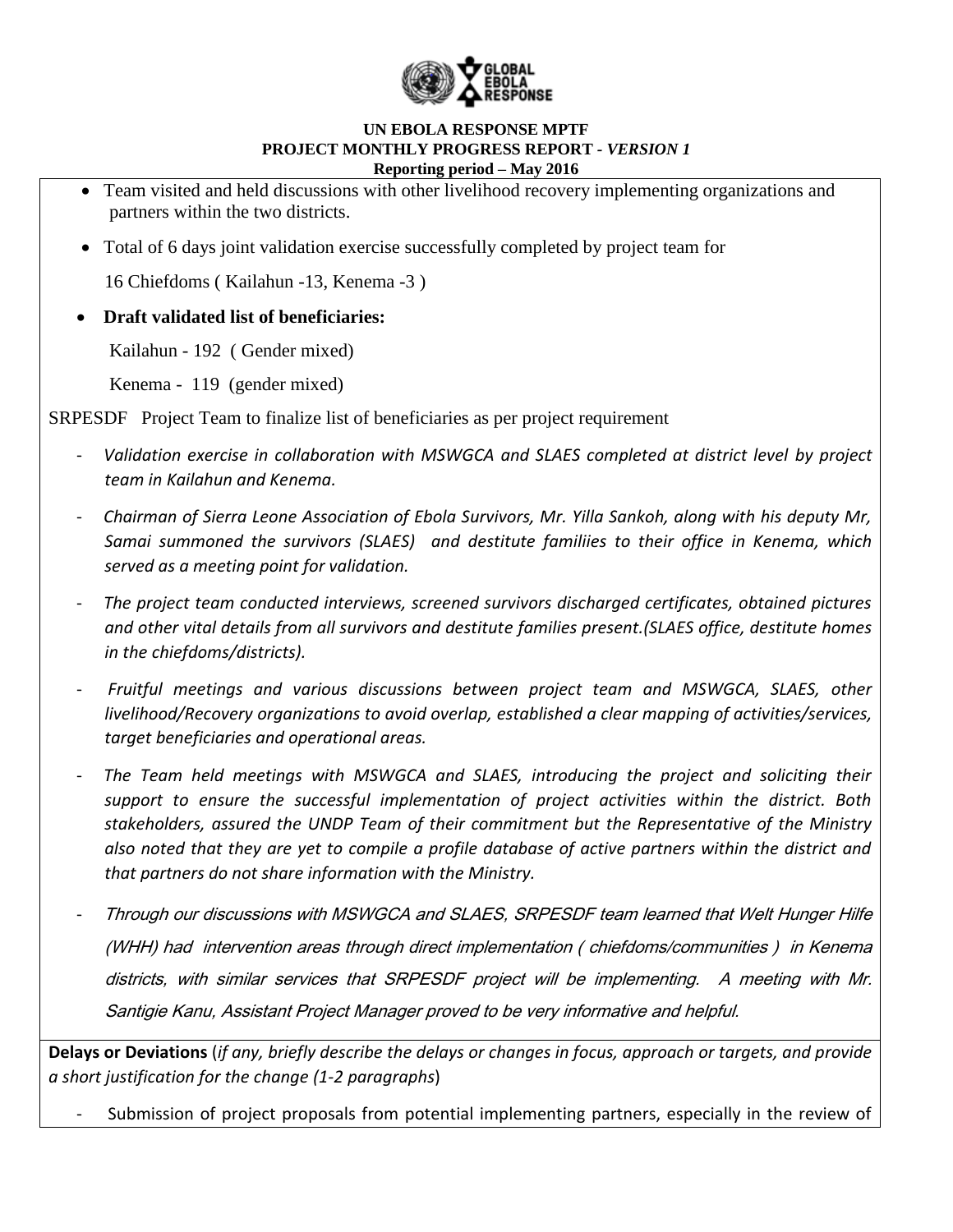- Team visited and held discussions with other livelihood recovery implementing organizations and partners within the two districts.
- Total of 6 days joint validation exercise successfully completed by project team for

  16 Chiefdoms ( Kailahun -13, Kenema -3 )
- **Draft validated list of beneficiaries:**

  Kailahun - 192 ( Gender mixed)

  Kenema - 119 (gender mixed)

SRPESDF Project Team to finalize list of beneficiaries as per project requirement

- *Validation exercise in collaboration with MSWGCA and SLAES completed at district level by project team in Kailahun and Kenema.*
- *Chairman of Sierra Leone Association of Ebola Survivors, Mr. Yilla Sankoh, along with his deputy Mr, Samai summoned the survivors (SLAES) and destitute familiies to their office in Kenema, which served as a meeting point for validation.*
- *The project team conducted interviews, screened survivors discharged certificates, obtained pictures and other vital details from all survivors and destitute families present.(SLAES office, destitute homes in the chiefdoms/districts).*
- *Fruitful meetings and various discussions between project team and MSWGCA, SLAES, other livelihood/Recovery organizations to avoid overlap, established a clear mapping of activities/services, target beneficiaries and operational areas.*
- *The Team held meetings with MSWGCA and SLAES, introducing the project and soliciting their support to ensure the successful implementation of project activities within the district. Both stakeholders, assured the UNDP Team of their commitment but the Representative of the Ministry also noted that they are yet to compile a profile database of active partners within the district and that partners do not share information with the Ministry.*
- *Through our discussions with MSWGCA and SLAES, SRPESDF team learned that Welt Hunger Hilfe (WHH) had intervention areas through direct implementation ( chiefdoms/communities ) in Kenema districts, with similar services that SRPESDF project will be implementing. A meeting with Mr. Santigie Kanu, Assistant Project Manager proved to be very informative and helpful.*

**Delays or Deviations** (*if any, briefly describe the delays or changes in focus, approach or targets, and provide a short justification for the change (1-2 paragraphs*)

- Submission of project proposals from potential implementing partners, especially in the review of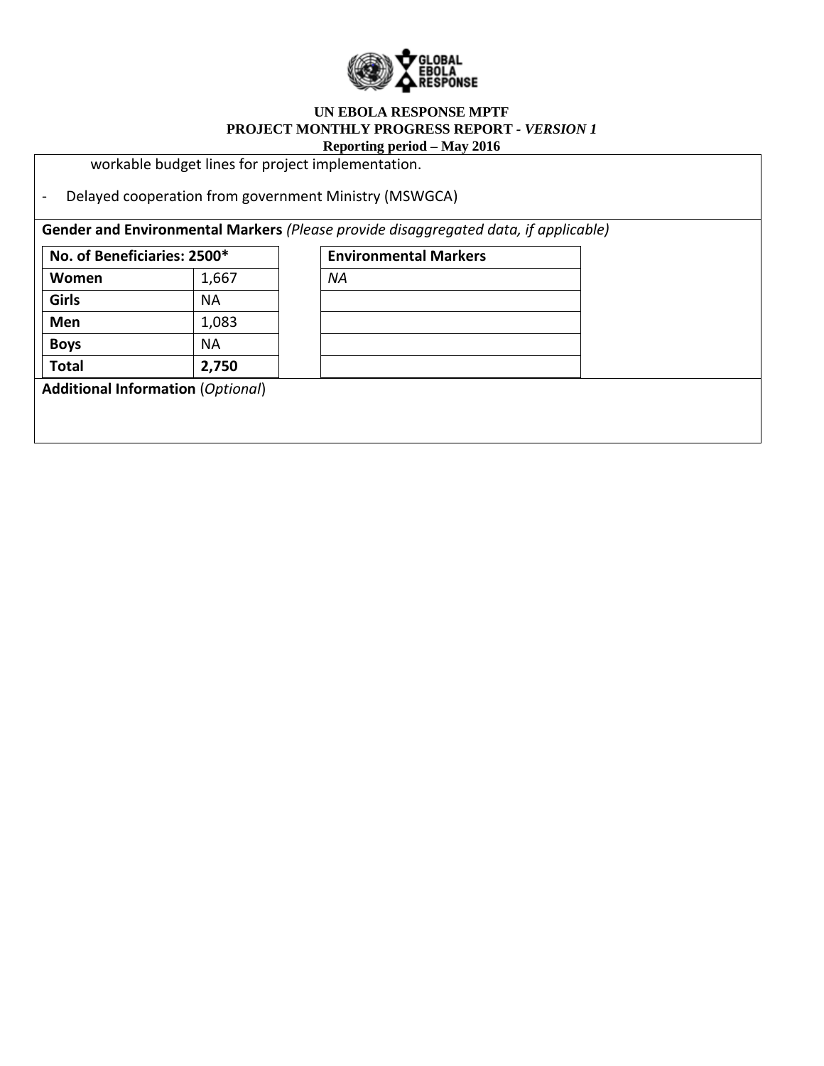workable budget lines for project implementation.

- Delayed cooperation from government Ministry (MSWGCA)

**Gender and Environmental Markers** *(Please provide disaggregated data, if applicable)*

| **No. of Beneficiaries: 2500*** | |
|---|---|
| **Women** | 1,667 |
| **Girls** | NA |
| **Men** | 1,083 |
| **Boys** | NA |
| **Total** | **2,750** |

| **Environmental Markers** |
|---|
| *NA* |
| |
| |
| |
| |

**Additional Information** (*Optional*)